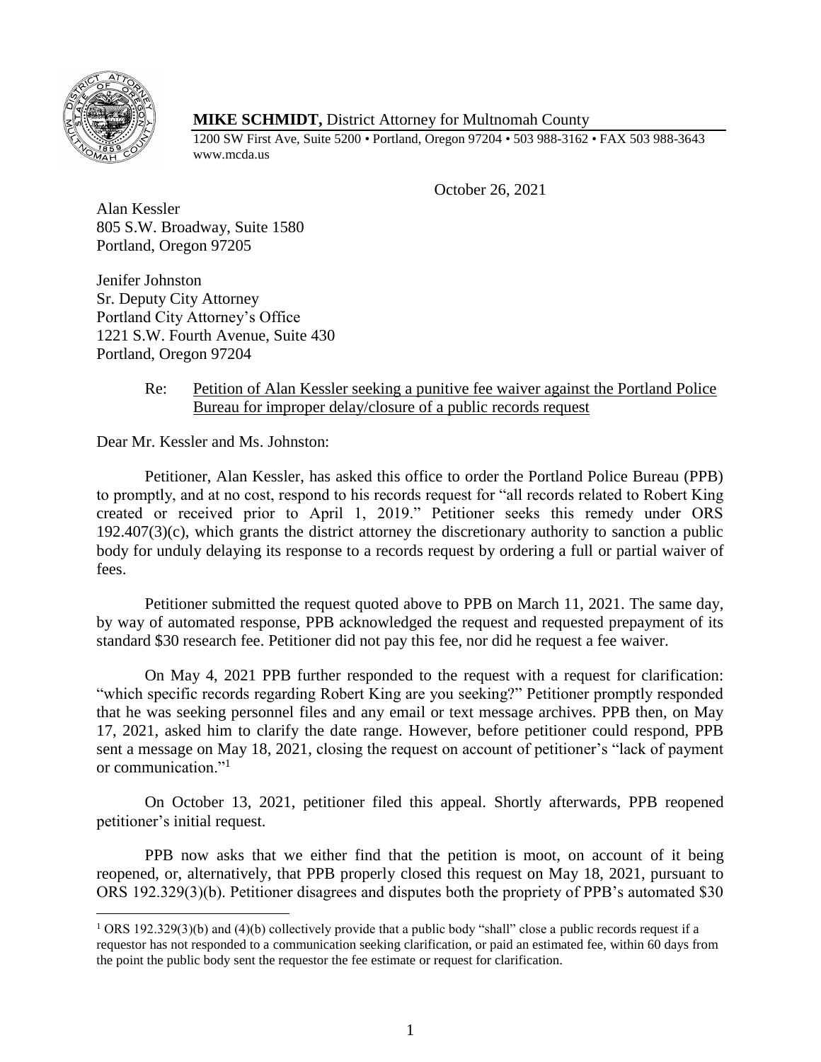**MIKE SCHMIDT,** District Attorney for Multnomah County

1200 SW First Ave, Suite 5200 • Portland, Oregon 97204 • 503 988-3162 • FAX 503 988-3643
www.mcda.us

October 26, 2021

Alan Kessler
805 S.W. Broadway, Suite 1580
Portland, Oregon 97205

Jenifer Johnston
Sr. Deputy City Attorney
Portland City Attorney's Office
1221 S.W. Fourth Avenue, Suite 430
Portland, Oregon 97204

Re: Petition of Alan Kessler seeking a punitive fee waiver against the Portland Police Bureau for improper delay/closure of a public records request

Dear Mr. Kessler and Ms. Johnston:

Petitioner, Alan Kessler, has asked this office to order the Portland Police Bureau (PPB) to promptly, and at no cost, respond to his records request for "all records related to Robert King created or received prior to April 1, 2019." Petitioner seeks this remedy under ORS 192.407(3)(c), which grants the district attorney the discretionary authority to sanction a public body for unduly delaying its response to a records request by ordering a full or partial waiver of fees.

Petitioner submitted the request quoted above to PPB on March 11, 2021. The same day, by way of automated response, PPB acknowledged the request and requested prepayment of its standard $30 research fee. Petitioner did not pay this fee, nor did he request a fee waiver.

On May 4, 2021 PPB further responded to the request with a request for clarification: "which specific records regarding Robert King are you seeking?" Petitioner promptly responded that he was seeking personnel files and any email or text message archives. PPB then, on May 17, 2021, asked him to clarify the date range. However, before petitioner could respond, PPB sent a message on May 18, 2021, closing the request on account of petitioner's "lack of payment or communication."[1]

On October 13, 2021, petitioner filed this appeal. Shortly afterwards, PPB reopened petitioner's initial request.

PPB now asks that we either find that the petition is moot, on account of it being reopened, or, alternatively, that PPB properly closed this request on May 18, 2021, pursuant to ORS 192.329(3)(b). Petitioner disagrees and disputes both the propriety of PPB's automated $30

[1] ORS 192.329(3)(b) and (4)(b) collectively provide that a public body "shall" close a public records request if a requestor has not responded to a communication seeking clarification, or paid an estimated fee, within 60 days from the point the public body sent the requestor the fee estimate or request for clarification.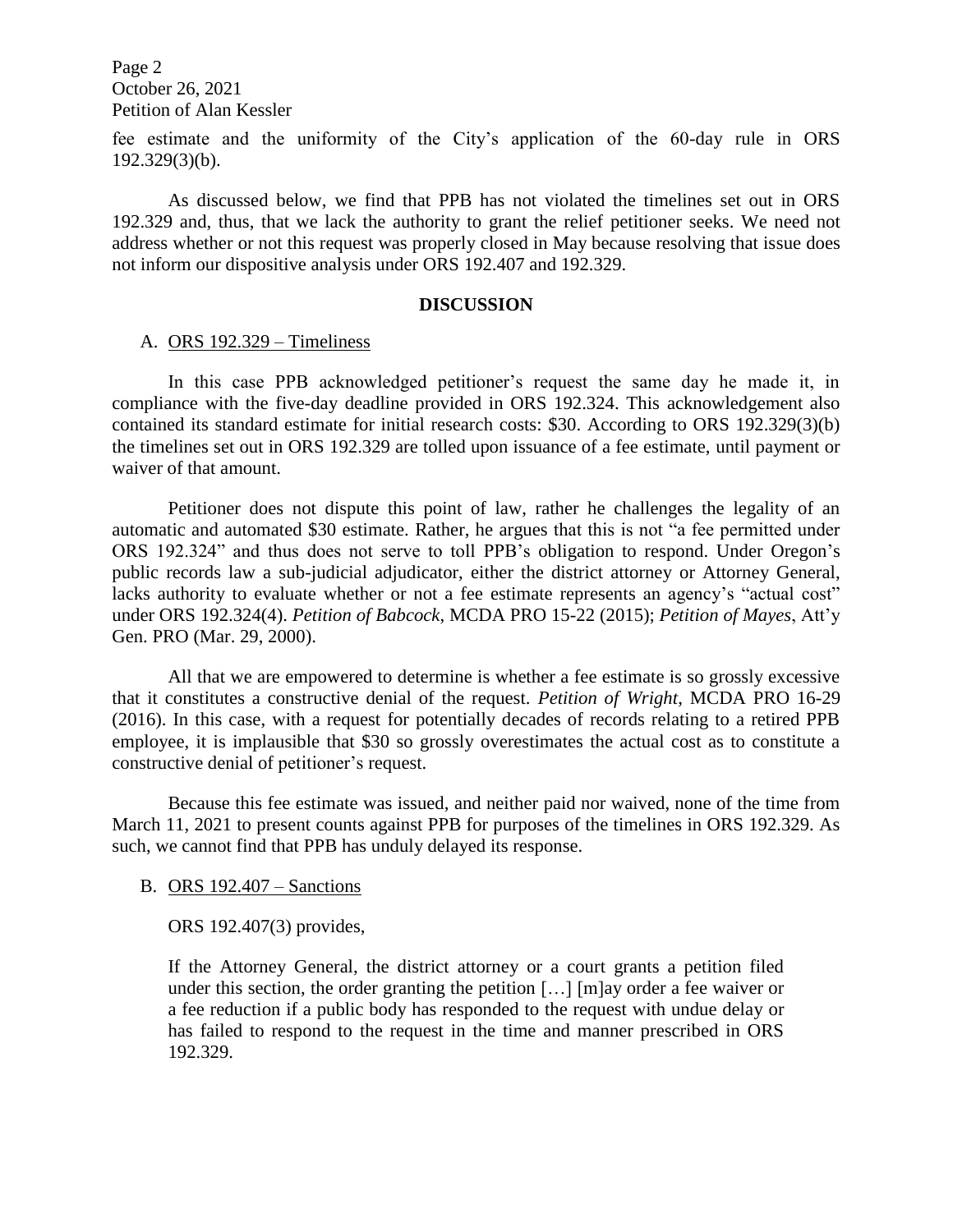fee estimate and the uniformity of the City's application of the 60-day rule in ORS 192.329(3)(b).

As discussed below, we find that PPB has not violated the timelines set out in ORS 192.329 and, thus, that we lack the authority to grant the relief petitioner seeks. We need not address whether or not this request was properly closed in May because resolving that issue does not inform our dispositive analysis under ORS 192.407 and 192.329.

## DISCUSSION

### A. ORS 192.329 – Timeliness

In this case PPB acknowledged petitioner's request the same day he made it, in compliance with the five-day deadline provided in ORS 192.324. This acknowledgement also contained its standard estimate for initial research costs: $30. According to ORS 192.329(3)(b) the timelines set out in ORS 192.329 are tolled upon issuance of a fee estimate, until payment or waiver of that amount.

Petitioner does not dispute this point of law, rather he challenges the legality of an automatic and automated $30 estimate. Rather, he argues that this is not "a fee permitted under ORS 192.324" and thus does not serve to toll PPB's obligation to respond. Under Oregon's public records law a sub-judicial adjudicator, either the district attorney or Attorney General, lacks authority to evaluate whether or not a fee estimate represents an agency's "actual cost" under ORS 192.324(4). *Petition of Babcock*, MCDA PRO 15-22 (2015); *Petition of Mayes*, Att'y Gen. PRO (Mar. 29, 2000).

All that we are empowered to determine is whether a fee estimate is so grossly excessive that it constitutes a constructive denial of the request. *Petition of Wright*, MCDA PRO 16-29 (2016). In this case, with a request for potentially decades of records relating to a retired PPB employee, it is implausible that $30 so grossly overestimates the actual cost as to constitute a constructive denial of petitioner's request.

Because this fee estimate was issued, and neither paid nor waived, none of the time from March 11, 2021 to present counts against PPB for purposes of the timelines in ORS 192.329. As such, we cannot find that PPB has unduly delayed its response.

### B. ORS 192.407 – Sanctions

ORS 192.407(3) provides,

> If the Attorney General, the district attorney or a court grants a petition filed under this section, the order granting the petition […] [m]ay order a fee waiver or a fee reduction if a public body has responded to the request with undue delay or has failed to respond to the request in the time and manner prescribed in ORS 192.329.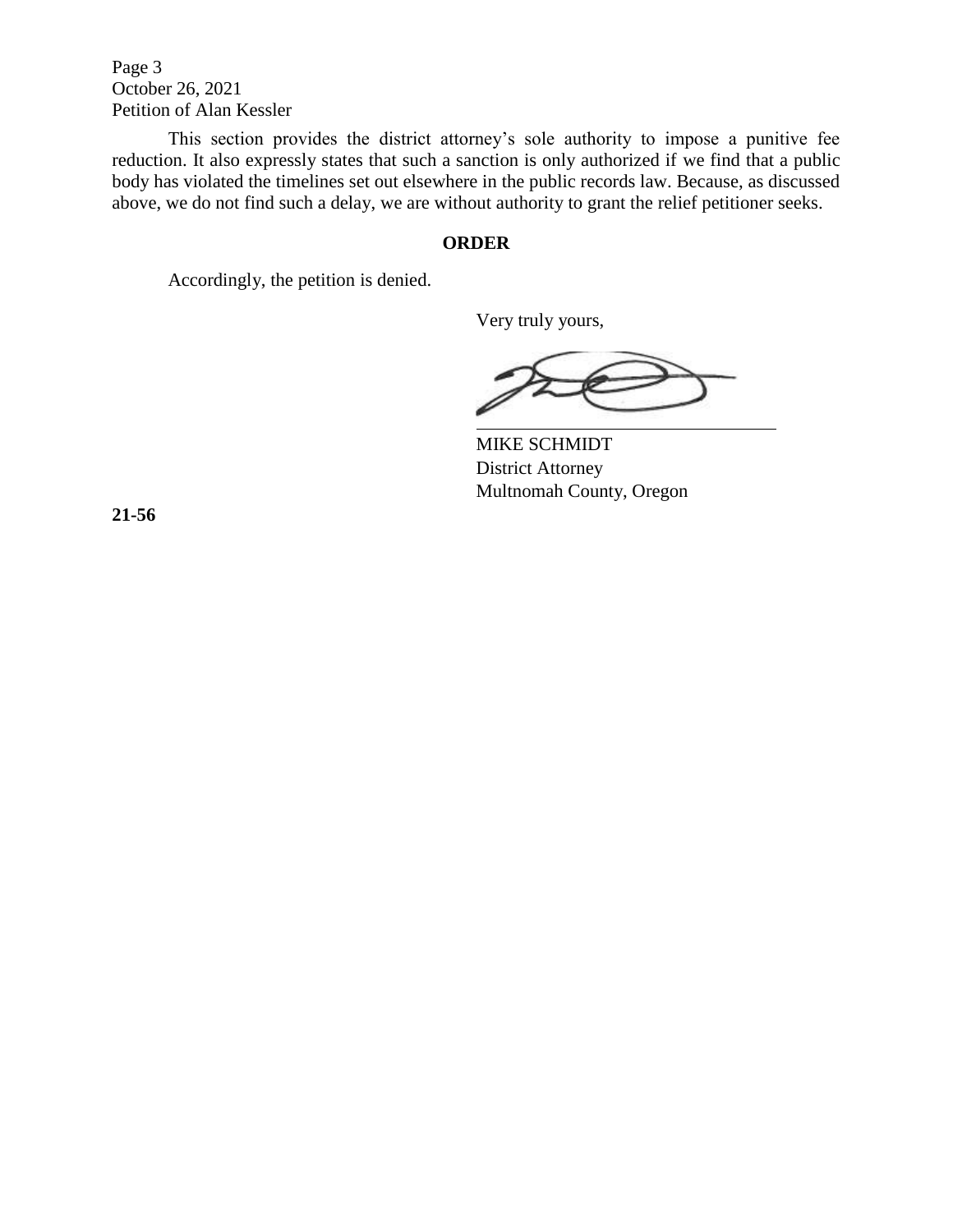This section provides the district attorney's sole authority to impose a punitive fee reduction. It also expressly states that such a sanction is only authorized if we find that a public body has violated the timelines set out elsewhere in the public records law. Because, as discussed above, we do not find such a delay, we are without authority to grant the relief petitioner seeks.

**ORDER**

Accordingly, the petition is denied.

Very truly yours,

MIKE SCHMIDT
District Attorney
Multnomah County, Oregon

**21-56**